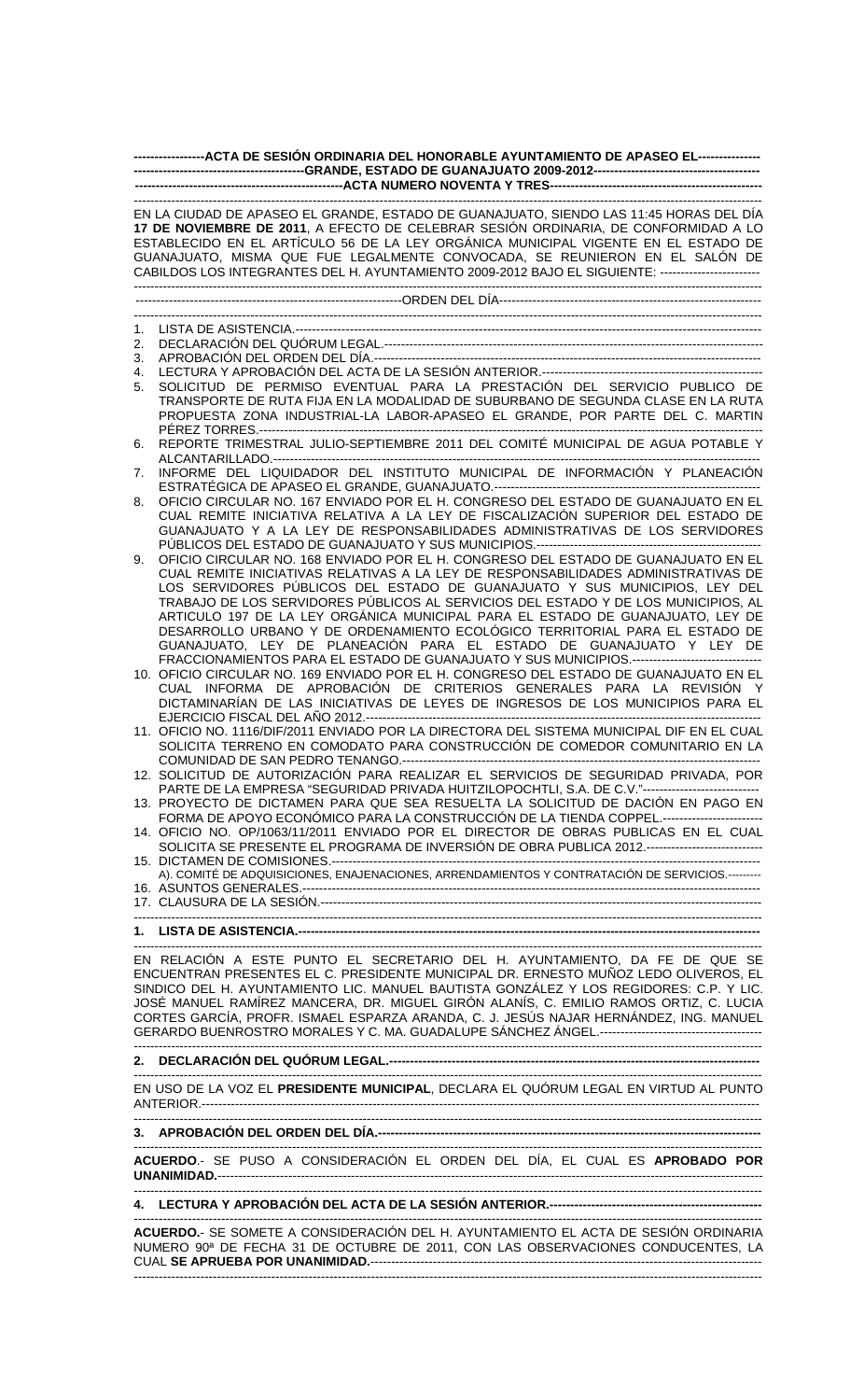**-----------------ACTA DE SESIÓN ORDINARIA DEL HONORABLE AYUNTAMIENTO DE APASEO EL---------------**
**------------------------------------------GRANDE, ESTADO DE GUANAJUATO 2009-2012----------------------------------------**
**--------------------------------------------------ACTA NUMERO NOVENTA Y TRES-------------------------------------------------**

EN LA CIUDAD DE APASEO EL GRANDE, ESTADO DE GUANAJUATO, SIENDO LAS 11:45 HORAS DEL DÍA **17 DE NOVIEMBRE DE 2011**, A EFECTO DE CELEBRAR SESIÓN ORDINARIA, DE CONFORMIDAD A LO ESTABLECIDO EN EL ARTÍCULO 56 DE LA LEY ORGÁNICA MUNICIPAL VIGENTE EN EL ESTADO DE GUANAJUATO, MISMA QUE FUE LEGALMENTE CONVOCADA, SE REUNIERON EN EL SALÓN DE CABILDOS LOS INTEGRANTES DEL H. AYUNTAMIENTO 2009-2012 BAJO EL SIGUIENTE: ------------------------

----------------------------------------------------------------ORDEN DEL DÍA-------------------------------------------------------------

1. LISTA DE ASISTENCIA.---------------------------------------------------------------------------------------------------------------
2. DECLARACIÓN DEL QUÓRUM LEGAL.------------------------------------------------------------------------------------------
3. APROBACIÓN DEL ORDEN DEL DÍA.--------------------------------------------------------------------------------------------
4. LECTURA Y APROBACIÓN DEL ACTA DE LA SESIÓN ANTERIOR.-----------------------------------------------------
5. SOLICITUD DE PERMISO EVENTUAL PARA LA PRESTACIÓN DEL SERVICIO PUBLICO DE TRANSPORTE DE RUTA FIJA EN LA MODALIDAD DE SUBURBANO DE SEGUNDA CLASE EN LA RUTA PROPUESTA ZONA INDUSTRIAL-LA LABOR-APASEO EL GRANDE, POR PARTE DEL C. MARTIN PÉREZ TORRES.-------------------------------------------------------------------------------------------------------------------
6. REPORTE TRIMESTRAL JULIO-SEPTIEMBRE 2011 DEL COMITÉ MUNICIPAL DE AGUA POTABLE Y ALCANTARILLADO.-------------------------------------------------------------------------------------------------------------
7. INFORME DEL LIQUIDADOR DEL INSTITUTO MUNICIPAL DE INFORMACIÓN Y PLANEACIÓN ESTRATÉGICA DE APASEO EL GRANDE, GUANAJUATO.---------------------------------------------------------------
8. OFICIO CIRCULAR NO. 167 ENVIADO POR EL H. CONGRESO DEL ESTADO DE GUANAJUATO EN EL CUAL REMITE INICIATIVA RELATIVA A LA LEY DE FISCALIZACIÓN SUPERIOR DEL ESTADO DE GUANAJUATO Y A LA LEY DE RESPONSABILIDADES ADMINISTRATIVAS DE LOS SERVIDORES PÚBLICOS DEL ESTADO DE GUANAJUATO Y SUS MUNICIPIOS.-------------------------------------------------------
9. OFICIO CIRCULAR NO. 168 ENVIADO POR EL H. CONGRESO DEL ESTADO DE GUANAJUATO EN EL CUAL REMITE INICIATIVAS RELATIVAS A LA LEY DE RESPONSABILIDADES ADMINISTRATIVAS DE LOS SERVIDORES PÚBLICOS DEL ESTADO DE GUANAJUATO Y SUS MUNICIPIOS, LEY DEL TRABAJO DE LOS SERVIDORES PÚBLICOS AL SERVICIOS DEL ESTADO Y DE LOS MUNICIPIOS, AL ARTICULO 197 DE LA LEY ORGÁNICA MUNICIPAL PARA EL ESTADO DE GUANAJUATO, LEY DE DESARROLLO URBANO Y DE ORDENAMIENTO ECOLÓGICO TERRITORIAL PARA EL ESTADO DE GUANAJUATO, LEY DE PLANEACIÓN PARA EL ESTADO DE GUANAJUATO Y LEY DE FRACCIONAMIENTOS PARA EL ESTADO DE GUANAJUATO Y SUS MUNICIPIOS.--------------------------------
10. OFICIO CIRCULAR NO. 169 ENVIADO POR EL H. CONGRESO DEL ESTADO DE GUANAJUATO EN EL CUAL INFORMA DE APROBACIÓN DE CRITERIOS GENERALES PARA LA REVISIÓN Y DICTAMINARÍAN DE LAS INICIATIVAS DE LEYES DE INGRESOS DE LOS MUNICIPIOS PARA EL EJERCICIO FISCAL DEL AÑO 2012.--------------------------------------------------------------------------------------------
11. OFICIO NO. 1116/DIF/2011 ENVIADO POR LA DIRECTORA DEL SISTEMA MUNICIPAL DIF EN EL CUAL SOLICITA TERRENO EN COMODATO PARA CONSTRUCCIÓN DE COMEDOR COMUNITARIO EN LA COMUNIDAD DE SAN PEDRO TENANGO.-----------------------------------------------------------------------------------
12. SOLICITUD DE AUTORIZACIÓN PARA REALIZAR EL SERVICIOS DE SEGURIDAD PRIVADA, POR PARTE DE LA EMPRESA "SEGURIDAD PRIVADA HUITZILOPOCHTLI, S.A. DE C.V."----------------------------
13. PROYECTO DE DICTAMEN PARA QUE SEA RESUELTA LA SOLICITUD DE DACIÓN EN PAGO EN FORMA DE APOYO ECONÓMICO PARA LA CONSTRUCCIÓN DE LA TIENDA COPPEL.-------------------------
14. OFICIO NO. OP/1063/11/2011 ENVIADO POR EL DIRECTOR DE OBRAS PUBLICAS EN EL CUAL SOLICITA SE PRESENTE EL PROGRAMA DE INVERSIÓN DE OBRA PUBLICA 2012.-----------------------------
15. DICTAMEN DE COMISIONES.----------------------------------------------------------------------------------------------------
    A). COMITÉ DE ADQUISICIONES, ENAJENACIONES, ARRENDAMIENTOS Y CONTRATACIÓN DE SERVICIOS.---------
16. ASUNTOS GENERALES.--------------------------------------------------------------------------------------------------------------
17. CLAUSURA DE LA SESIÓN.----------------------------------------------------------------------------------------------------------

**1. LISTA DE ASISTENCIA.----------------------------------------------------------------------------------------------------------**

EN RELACIÓN A ESTE PUNTO EL SECRETARIO DEL H. AYUNTAMIENTO, DA FE DE QUE SE ENCUENTRAN PRESENTES EL C. PRESIDENTE MUNICIPAL DR. ERNESTO MUÑOZ LEDO OLIVEROS, EL SINDICO DEL H. AYUNTAMIENTO LIC. MANUEL BAUTISTA GONZÁLEZ Y LOS REGIDORES: C.P. Y LIC. JOSÉ MANUEL RAMÍREZ MANCERA, DR. MIGUEL GIRÓN ALANÍS, C. EMILIO RAMOS ORTIZ, C. LUCIA CORTES GARCÍA, PROFR. ISMAEL ESPARZA ARANDA, C. J. JESÚS NAJAR HERNÁNDEZ, ING. MANUEL GERARDO BUENROSTRO MORALES Y C. MA. GUADALUPE SÁNCHEZ ÁNGEL.---------------------------------------

**2. DECLARACIÓN DEL QUÓRUM LEGAL.------------------------------------------------------------------------------------------**

EN USO DE LA VOZ EL **PRESIDENTE MUNICIPAL**, DECLARA EL QUÓRUM LEGAL EN VIRTUD AL PUNTO ANTERIOR.------------------------------------------------------------------------------------------------------------------------

**3. APROBACIÓN DEL ORDEN DEL DÍA.---------------------------------------------------------------------------------------------**

**ACUERDO**.- SE PUSO A CONSIDERACIÓN EL ORDEN DEL DÍA, EL CUAL ES **APROBADO POR UNANIMIDAD.**------------------------------------------------------------------------------------------------------------------------

**4. LECTURA Y APROBACIÓN DEL ACTA DE LA SESIÓN ANTERIOR.--------------------------------------------------------**

**ACUERDO.**- SE SOMETE A CONSIDERACIÓN DEL H. AYUNTAMIENTO EL ACTA DE SESIÓN ORDINARIA NUMERO 90ª DE FECHA 31 DE OCTUBRE DE 2011, CON LAS OBSERVACIONES CONDUCENTES, LA CUAL **SE APRUEBA POR UNANIMIDAD.**-------------------------------------------------------------------------------------------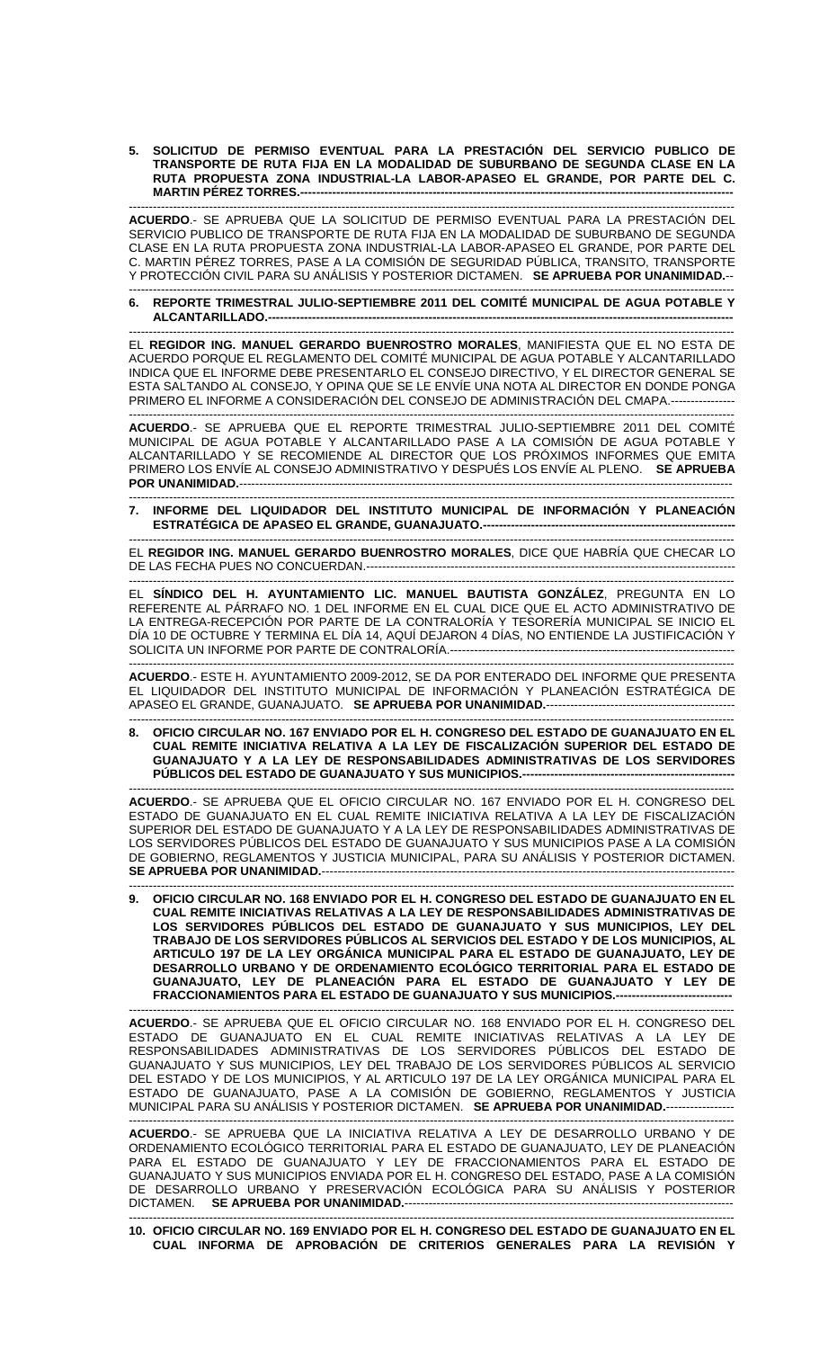**5. SOLICITUD DE PERMISO EVENTUAL PARA LA PRESTACIÓN DEL SERVICIO PUBLICO DE TRANSPORTE DE RUTA FIJA EN LA MODALIDAD DE SUBURBANO DE SEGUNDA CLASE EN LA RUTA PROPUESTA ZONA INDUSTRIAL-LA LABOR-APASEO EL GRANDE, POR PARTE DEL C. MARTIN PÉREZ TORRES.----------------------------------------------------------------------------------------------------------**

---------------------------------------------------------------------------------------------------------------------------------------

**ACUERDO**.- SE APRUEBA QUE LA SOLICITUD DE PERMISO EVENTUAL PARA LA PRESTACIÓN DEL SERVICIO PUBLICO DE TRANSPORTE DE RUTA FIJA EN LA MODALIDAD DE SUBURBANO DE SEGUNDA CLASE EN LA RUTA PROPUESTA ZONA INDUSTRIAL-LA LABOR-APASEO EL GRANDE, POR PARTE DEL C. MARTIN PÉREZ TORRES, PASE A LA COMISIÓN DE SEGURIDAD PÚBLICA, TRANSITO, TRANSPORTE Y PROTECCIÓN CIVIL PARA SU ANÁLISIS Y POSTERIOR DICTAMEN. **SE APRUEBA POR UNANIMIDAD.**--

---------------------------------------------------------------------------------------------------------------------------------------

**6. REPORTE TRIMESTRAL JULIO-SEPTIEMBRE 2011 DEL COMITÉ MUNICIPAL DE AGUA POTABLE Y ALCANTARILLADO.---------------------------------------------------------------------------------------------------------**

---------------------------------------------------------------------------------------------------------------------------------------

EL **REGIDOR ING. MANUEL GERARDO BUENROSTRO MORALES**, MANIFIESTA QUE EL NO ESTA DE ACUERDO PORQUE EL REGLAMENTO DEL COMITÉ MUNICIPAL DE AGUA POTABLE Y ALCANTARILLADO INDICA QUE EL INFORME DEBE PRESENTARLO EL CONSEJO DIRECTIVO, Y EL DIRECTOR GENERAL SE ESTA SALTANDO AL CONSEJO, Y OPINA QUE SE LE ENVÍE UNA NOTA AL DIRECTOR EN DONDE PONGA PRIMERO EL INFORME A CONSIDERACIÓN DEL CONSEJO DE ADMINISTRACIÓN DEL CMAPA.----------------

---------------------------------------------------------------------------------------------------------------------------------------

**ACUERDO**.- SE APRUEBA QUE EL REPORTE TRIMESTRAL JULIO-SEPTIEMBRE 2011 DEL COMITÉ MUNICIPAL DE AGUA POTABLE Y ALCANTARILLADO PASE A LA COMISIÓN DE AGUA POTABLE Y ALCANTARILLADO Y SE RECOMIENDE AL DIRECTOR QUE LOS PRÓXIMOS INFORMES QUE EMITA PRIMERO LOS ENVÍE AL CONSEJO ADMINISTRATIVO Y DESPUÉS LOS ENVÍE AL PLENO. **SE APRUEBA POR UNANIMIDAD.**------------------------------------------------------------------------------------------------------------------

---------------------------------------------------------------------------------------------------------------------------------------

**7. INFORME DEL LIQUIDADOR DEL INSTITUTO MUNICIPAL DE INFORMACIÓN Y PLANEACIÓN ESTRATÉGICA DE APASEO EL GRANDE, GUANAJUATO.---------------------------------------------------------**

---------------------------------------------------------------------------------------------------------------------------------------

EL **REGIDOR ING. MANUEL GERARDO BUENROSTRO MORALES**, DICE QUE HABRÍA QUE CHECAR LO DE LAS FECHA PUES NO CONCUERDAN.------------------------------------------------------------------------------------

---------------------------------------------------------------------------------------------------------------------------------------

EL **SÍNDICO DEL H. AYUNTAMIENTO LIC. MANUEL BAUTISTA GONZÁLEZ**, PREGUNTA EN LO REFERENTE AL PÁRRAFO NO. 1 DEL INFORME EN EL CUAL DICE QUE EL ACTO ADMINISTRATIVO DE LA ENTREGA-RECEPCIÓN POR PARTE DE LA CONTRALORÍA Y TESORERÍA MUNICIPAL SE INICIO EL DÍA 10 DE OCTUBRE Y TERMINA EL DÍA 14, AQUÍ DEJARON 4 DÍAS, NO ENTIENDE LA JUSTIFICACIÓN Y SOLICITA UN INFORME POR PARTE DE CONTRALORÍA.------------------------------------------------------------------------

---------------------------------------------------------------------------------------------------------------------------------------

**ACUERDO**.- ESTE H. AYUNTAMIENTO 2009-2012, SE DA POR ENTERADO DEL INFORME QUE PRESENTA EL LIQUIDADOR DEL INSTITUTO MUNICIPAL DE INFORMACIÓN Y PLANEACIÓN ESTRATÉGICA DE APASEO EL GRANDE, GUANAJUATO. **SE APRUEBA POR UNANIMIDAD.**---------------------------------------------

---------------------------------------------------------------------------------------------------------------------------------------

**8. OFICIO CIRCULAR NO. 167 ENVIADO POR EL H. CONGRESO DEL ESTADO DE GUANAJUATO EN EL CUAL REMITE INICIATIVA RELATIVA A LA LEY DE FISCALIZACIÓN SUPERIOR DEL ESTADO DE GUANAJUATO Y A LA LEY DE RESPONSABILIDADES ADMINISTRATIVAS DE LOS SERVIDORES PÚBLICOS DEL ESTADO DE GUANAJUATO Y SUS MUNICIPIOS.------------------------------------------------------**

---------------------------------------------------------------------------------------------------------------------------------------

**ACUERDO**.- SE APRUEBA QUE EL OFICIO CIRCULAR NO. 167 ENVIADO POR EL H. CONGRESO DEL ESTADO DE GUANAJUATO EN EL CUAL REMITE INICIATIVA RELATIVA A LA LEY DE FISCALIZACIÓN SUPERIOR DEL ESTADO DE GUANAJUATO Y A LA LEY DE RESPONSABILIDADES ADMINISTRATIVAS DE LOS SERVIDORES PÚBLICOS DEL ESTADO DE GUANAJUATO Y SUS MUNICIPIOS PASE A LA COMISIÓN DE GOBIERNO, REGLAMENTOS Y JUSTICIA MUNICIPAL, PARA SU ANÁLISIS Y POSTERIOR DICTAMEN. **SE APRUEBA POR UNANIMIDAD.**-------------------------------------------------------------------------------------------------------

---------------------------------------------------------------------------------------------------------------------------------------

**9. OFICIO CIRCULAR NO. 168 ENVIADO POR EL H. CONGRESO DEL ESTADO DE GUANAJUATO EN EL CUAL REMITE INICIATIVAS RELATIVAS A LA LEY DE RESPONSABILIDADES ADMINISTRATIVAS DE LOS SERVIDORES PÚBLICOS DEL ESTADO DE GUANAJUATO Y SUS MUNICIPIOS, LEY DEL TRABAJO DE LOS SERVIDORES PÚBLICOS AL SERVICIOS DEL ESTADO Y DE LOS MUNICIPIOS, AL ARTICULO 197 DE LA LEY ORGÁNICA MUNICIPAL PARA EL ESTADO DE GUANAJUATO, LEY DE DESARROLLO URBANO Y DE ORDENAMIENTO ECOLÓGICO TERRITORIAL PARA EL ESTADO DE GUANAJUATO, LEY DE PLANEACIÓN PARA EL ESTADO DE GUANAJUATO Y LEY DE FRACCIONAMIENTOS PARA EL ESTADO DE GUANAJUATO Y SUS MUNICIPIOS.-----------------------------**

---------------------------------------------------------------------------------------------------------------------------------------

**ACUERDO**.- SE APRUEBA QUE EL OFICIO CIRCULAR NO. 168 ENVIADO POR EL H. CONGRESO DEL ESTADO DE GUANAJUATO EN EL CUAL REMITE INICIATIVAS RELATIVAS A LA LEY DE RESPONSABILIDADES ADMINISTRATIVAS DE LOS SERVIDORES PÚBLICOS DEL ESTADO DE GUANAJUATO Y SUS MUNICIPIOS, LEY DEL TRABAJO DE LOS SERVIDORES PÚBLICOS AL SERVICIO DEL ESTADO Y DE LOS MUNICIPIOS, Y AL ARTICULO 197 DE LA LEY ORGÁNICA MUNICIPAL PARA EL ESTADO DE GUANAJUATO, PASE A LA COMISIÓN DE GOBIERNO, REGLAMENTOS Y JUSTICIA MUNICIPAL PARA SU ANÁLISIS Y POSTERIOR DICTAMEN. **SE APRUEBA POR UNANIMIDAD.**-----------------

---------------------------------------------------------------------------------------------------------------------------------------

**ACUERDO**.- SE APRUEBA QUE LA INICIATIVA RELATIVA A LEY DE DESARROLLO URBANO Y DE ORDENAMIENTO ECOLÓGICO TERRITORIAL PARA EL ESTADO DE GUANAJUATO, LEY DE PLANEACIÓN PARA EL ESTADO DE GUANAJUATO Y LEY DE FRACCIONAMIENTOS PARA EL ESTADO DE GUANAJUATO Y SUS MUNICIPIOS ENVIADA POR EL H. CONGRESO DEL ESTADO, PASE A LA COMISIÓN DE DESARROLLO URBANO Y PRESERVACIÓN ECOLÓGICA PARA SU ANÁLISIS Y POSTERIOR DICTAMEN. **SE APRUEBA POR UNANIMIDAD.**--------------------------------------------------------------------------------

---------------------------------------------------------------------------------------------------------------------------------------

**10. OFICIO CIRCULAR NO. 169 ENVIADO POR EL H. CONGRESO DEL ESTADO DE GUANAJUATO EN EL CUAL INFORMA DE APROBACIÓN DE CRITERIOS GENERALES PARA LA REVISIÓN Y**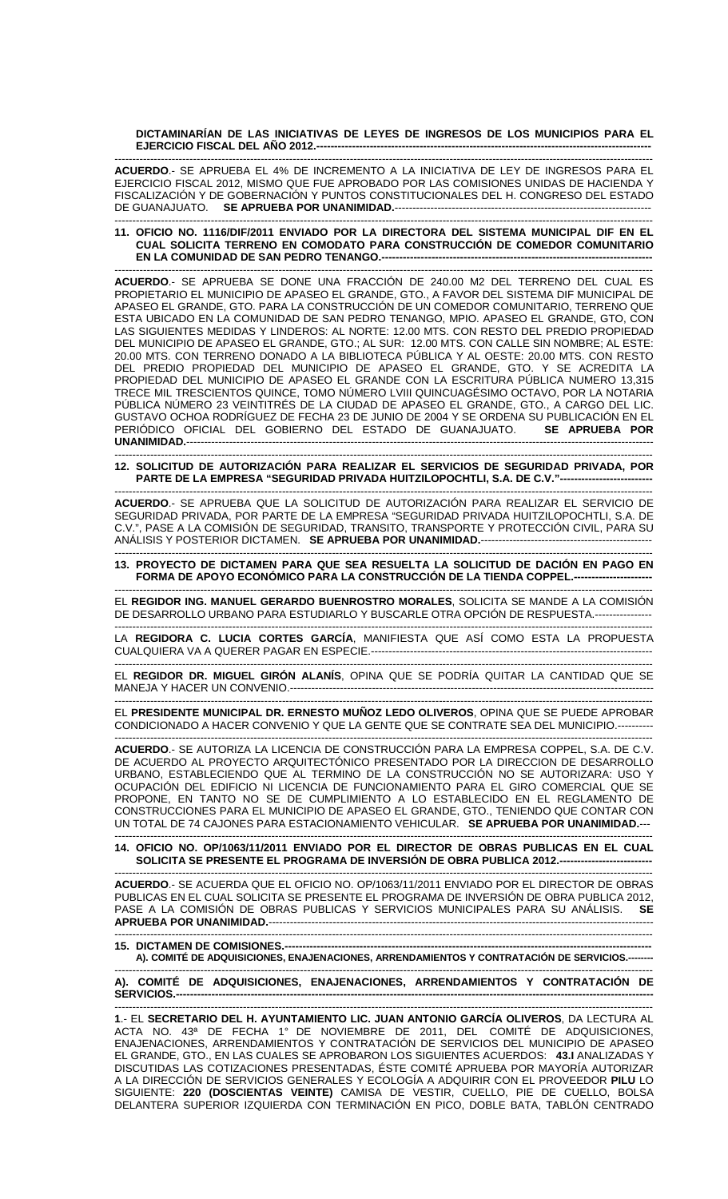**DICTAMINARÍAN DE LAS INICIATIVAS DE LEYES DE INGRESOS DE LOS MUNICIPIOS PARA EL EJERCICIO FISCAL DEL AÑO 2012.---------------------------------------------------------------------------------------------------**

**ACUERDO**.- SE APRUEBA EL 4% DE INCREMENTO A LA INICIATIVA DE LEY DE INGRESOS PARA EL EJERCICIO FISCAL 2012, MISMO QUE FUE APROBADO POR LAS COMISIONES UNIDAS DE HACIENDA Y FISCALIZACIÓN Y DE GOBERNACIÓN Y PUNTOS CONSTITUCIONALES DEL H. CONGRESO DEL ESTADO DE GUANAJUATO. **SE APRUEBA POR UNANIMIDAD.**-----------------------------------------------------------------------

**11. OFICIO NO. 1116/DIF/2011 ENVIADO POR LA DIRECTORA DEL SISTEMA MUNICIPAL DIF EN EL CUAL SOLICITA TERRENO EN COMODATO PARA CONSTRUCCIÓN DE COMEDOR COMUNITARIO EN LA COMUNIDAD DE SAN PEDRO TENANGO.--------------------------------------------------------------------------**

**ACUERDO**.- SE APRUEBA SE DONE UNA FRACCIÓN DE 240.00 M2 DEL TERRENO DEL CUAL ES PROPIETARIO EL MUNICIPIO DE APASEO EL GRANDE, GTO., A FAVOR DEL SISTEMA DIF MUNICIPAL DE APASEO EL GRANDE, GTO. PARA LA CONSTRUCCIÓN DE UN COMEDOR COMUNITARIO, TERRENO QUE ESTA UBICADO EN LA COMUNIDAD DE SAN PEDRO TENANGO, MPIO. APASEO EL GRANDE, GTO, CON LAS SIGUIENTES MEDIDAS Y LINDEROS: AL NORTE: 12.00 MTS. CON RESTO DEL PREDIO PROPIEDAD DEL MUNICIPIO DE APASEO EL GRANDE, GTO.; AL SUR: 12.00 MTS. CON CALLE SIN NOMBRE; AL ESTE: 20.00 MTS. CON TERRENO DONADO A LA BIBLIOTECA PÚBLICA Y AL OESTE: 20.00 MTS. CON RESTO DEL PREDIO PROPIEDAD DEL MUNICIPIO DE APASEO EL GRANDE, GTO. Y SE ACREDITA LA PROPIEDAD DEL MUNICIPIO DE APASEO EL GRANDE CON LA ESCRITURA PÚBLICA NUMERO 13,315 TRECE MIL TRESCIENTOS QUINCE, TOMO NÚMERO LVIII QUINCUAGÉSIMO OCTAVO, POR LA NOTARIA PÚBLICA NÚMERO 23 VEINTITRÉS DE LA CIUDAD DE APASEO EL GRANDE, GTO., A CARGO DEL LIC. GUSTAVO OCHOA RODRÍGUEZ DE FECHA 23 DE JUNIO DE 2004 Y SE ORDENA SU PUBLICACIÓN EN EL PERIÓDICO OFICIAL DEL GOBIERNO DEL ESTADO DE GUANAJUATO. **SE APRUEBA POR UNANIMIDAD.**-------------------------------------------------------------------------------------------------------------------

**12. SOLICITUD DE AUTORIZACIÓN PARA REALIZAR EL SERVICIOS DE SEGURIDAD PRIVADA, POR PARTE DE LA EMPRESA "SEGURIDAD PRIVADA HUITZILOPOCHTLI, S.A. DE C.V."--------------------------**

**ACUERDO**.- SE APRUEBA QUE LA SOLICITUD DE AUTORIZACIÓN PARA REALIZAR EL SERVICIO DE SEGURIDAD PRIVADA, POR PARTE DE LA EMPRESA "SEGURIDAD PRIVADA HUITZILOPOCHTLI, S.A. DE C.V.", PASE A LA COMISIÓN DE SEGURIDAD, TRANSITO, TRANSPORTE Y PROTECCIÓN CIVIL, PARA SU ANÁLISIS Y POSTERIOR DICTAMEN. **SE APRUEBA POR UNANIMIDAD.**-----------------------------------------------

**13. PROYECTO DE DICTAMEN PARA QUE SEA RESUELTA LA SOLICITUD DE DACIÓN EN PAGO EN FORMA DE APOYO ECONÓMICO PARA LA CONSTRUCCIÓN DE LA TIENDA COPPEL.----------------------**

EL **REGIDOR ING. MANUEL GERARDO BUENROSTRO MORALES**, SOLICITA SE MANDE A LA COMISIÓN DE DESARROLLO URBANO PARA ESTUDIARLO Y BUSCARLE OTRA OPCIÓN DE RESPUESTA.----------------

LA **REGIDORA C. LUCIA CORTES GARCÍA**, MANIFIESTA QUE ASÍ COMO ESTA LA PROPUESTA CUALQUIERA VA A QUERER PAGAR EN ESPECIE.-------------------------------------------------------------------------

EL **REGIDOR DR. MIGUEL GIRÓN ALANÍS**, OPINA QUE SE PODRÍA QUITAR LA CANTIDAD QUE SE MANEJA Y HACER UN CONVENIO.----------------------------------------------------------------------------------------------

EL **PRESIDENTE MUNICIPAL DR. ERNESTO MUÑOZ LEDO OLIVEROS**, OPINA QUE SE PUEDE APROBAR CONDICIONADO A HACER CONVENIO Y QUE LA GENTE QUE SE CONTRATE SEA DEL MUNICIPIO.----------

**ACUERDO**.- SE AUTORIZA LA LICENCIA DE CONSTRUCCIÓN PARA LA EMPRESA COPPEL, S.A. DE C.V. DE ACUERDO AL PROYECTO ARQUITECTÓNICO PRESENTADO POR LA DIRECCION DE DESARROLLO URBANO, ESTABLECIENDO QUE AL TERMINO DE LA CONSTRUCCIÓN NO SE AUTORIZARA: USO Y OCUPACIÓN DEL EDIFICIO NI LICENCIA DE FUNCIONAMIENTO PARA EL GIRO COMERCIAL QUE SE PROPONE, EN TANTO NO SE DE CUMPLIMIENTO A LO ESTABLECIDO EN EL REGLAMENTO DE CONSTRUCCIONES PARA EL MUNICIPIO DE APASEO EL GRANDE, GTO., TENIENDO QUE CONTAR CON UN TOTAL DE 74 CAJONES PARA ESTACIONAMIENTO VEHICULAR. **SE APRUEBA POR UNANIMIDAD.**---

**14. OFICIO NO. OP/1063/11/2011 ENVIADO POR EL DIRECTOR DE OBRAS PUBLICAS EN EL CUAL SOLICITA SE PRESENTE EL PROGRAMA DE INVERSIÓN DE OBRA PUBLICA 2012.--------------------------**

**ACUERDO**.- SE ACUERDA QUE EL OFICIO NO. OP/1063/11/2011 ENVIADO POR EL DIRECTOR DE OBRAS PUBLICAS EN EL CUAL SOLICITA SE PRESENTE EL PROGRAMA DE INVERSIÓN DE OBRA PUBLICA 2012, PASE A LA COMISIÓN DE OBRAS PUBLICAS Y SERVICIOS MUNICIPALES PARA SU ANÁLISIS. **SE APRUEBA POR UNANIMIDAD.**----------------------------------------------------------------------------------------------------

**15. DICTAMEN DE COMISIONES.-------------------------------------------------------------------------------------------------**

**A). COMITÉ DE ADQUISICIONES, ENAJENACIONES, ARRENDAMIENTOS Y CONTRATACIÓN DE SERVICIOS.--------**

**A). COMITÉ DE ADQUISICIONES, ENAJENACIONES, ARRENDAMIENTOS Y CONTRATACIÓN DE SERVICIOS.--------------------------------------------------------------------------------------------------------------------------**

**1**.- EL **SECRETARIO DEL H. AYUNTAMIENTO LIC. JUAN ANTONIO GARCÍA OLIVEROS**, DA LECTURA AL ACTA NO. 43ª DE FECHA 1° DE NOVIEMBRE DE 2011, DEL COMITÉ DE ADQUISICIONES, ENAJENACIONES, ARRENDAMIENTOS Y CONTRATACIÓN DE SERVICIOS DEL MUNICIPIO DE APASEO EL GRANDE, GTO., EN LAS CUALES SE APROBARON LOS SIGUIENTES ACUERDOS: **43.I** ANALIZADAS Y DISCUTIDAS LAS COTIZACIONES PRESENTADAS, ÉSTE COMITÉ APRUEBA POR MAYORÍA AUTORIZAR A LA DIRECCIÓN DE SERVICIOS GENERALES Y ECOLOGÍA A ADQUIRIR CON EL PROVEEDOR **PILU** LO SIGUIENTE: **220 (DOSCIENTAS VEINTE)** CAMISA DE VESTIR, CUELLO, PIE DE CUELLO, BOLSA DELANTERA SUPERIOR IZQUIERDA CON TERMINACIÓN EN PICO, DOBLE BATA, TABLÓN CENTRADO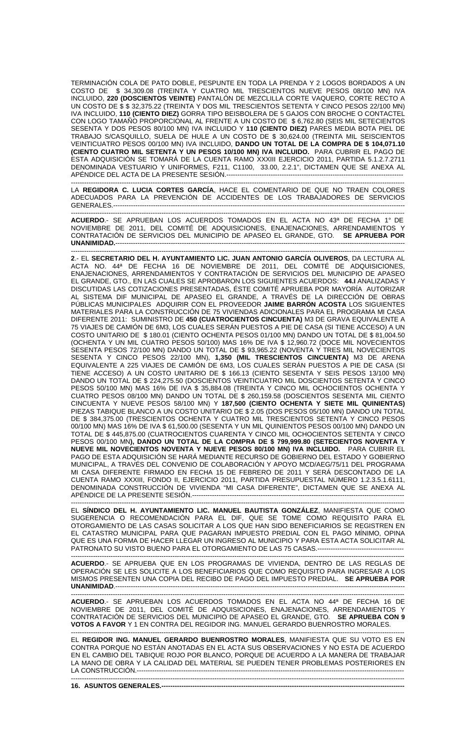TERMINACIÓN COLA DE PATO DOBLE, PESPUNTE EN TODA LA PRENDA Y 2 LOGOS BORDADOS A UN COSTO DE $ 34,309.08 (TREINTA Y CUATRO MIL TRESCIENTOS NUEVE PESOS 08/100 MN) IVA INCLUIDO, **220 (DOSCIENTOS VEINTE)** PANTALÓN DE MEZCLILLA CORTE VAQUERO, CORTE RECTO A UN COSTO DE $ $ 32,375.22 (TREINTA Y DOS MIL TRESCIENTOS SETENTA Y CINCO PESOS 22/100 MN) IVA INCLUIDO, **110 (CIENTO DIEZ)** GORRA TIPO BEISBOLERA DE 5 GAJOS CON BROCHE O CONTACTEL CON LOGO TAMAÑO PROPORCIONAL AL FRENTE A UN COSTO DE $ 6,762.80 (SEIS MIL SETECIENTOS SESENTA Y DOS PESOS 80/100 MN) IVA INCLUIDO Y **110 (CIENTO DIEZ)** PARES MEDIA BOTA PIEL DE TRABAJO S/CASQUILLO, SUELA DE HULE A UN COSTO DE $ 30,624.00 (TREINTA MIL SEISCIENTOS VEINTICUATRO PESOS 00/100 MN) IVA INCLUIDO, **DANDO UN TOTAL DE LA COMPRA DE $ 104,071.10 (CIENTO CUATRO MIL SETENTA Y UN PESOS 10/100 MN) IVA INCLUIDO.** PARA CUBRIR EL PAGO DE ESTA ADQUISICIÓN SE TOMARÁ DE LA CUENTA RAMO XXXIII EJERCICIO 2011, PARTIDA 5.1.2.7.2711 DENOMINADA VESTUARIO Y UNIFORMES, F211, C1100, 33.00, 2.2.1", DICTAMEN QUE SE ANEXA AL APÉNDICE DEL ACTA DE LA PRESENTE SESIÓN.---------------------------------------------------------------------------

LA **REGIDORA C. LUCIA CORTES GARCÍA**, HACE EL COMENTARIO DE QUE NO TRAEN COLORES ADECUADOS PARA LA PREVENCIÓN DE ACCIDENTES DE LOS TRABAJADORES DE SERVICIOS GENERALES.------------------------------------------------------------------------------------------------------------------------

**ACUERDO**.- SE APRUEBAN LOS ACUERDOS TOMADOS EN EL ACTA NO 43ª DE FECHA 1° DE NOVIEMBRE DE 2011, DEL COMITÉ DE ADQUISICIONES, ENAJENACIONES, ARRENDAMIENTOS Y CONTRATACIÓN DE SERVICIOS DEL MUNICIPIO DE APASEO EL GRANDE, GTO. **SE APRUEBA POR UNANIMIDAD.**-------------------------------------------------------------------------------------------------------------------------

**2**.- EL **SECRETARIO DEL H. AYUNTAMIENTO LIC. JUAN ANTONIO GARCÍA OLIVEROS**, DA LECTURA AL ACTA NO. 44ª DE FECHA 16 DE NOVIEMBRE DE 2011, DEL COMITÉ DE ADQUISICIONES, ENAJENACIONES, ARRENDAMIENTOS Y CONTRATACIÓN DE SERVICIOS DEL MUNICIPIO DE APASEO EL GRANDE, GTO., EN LAS CUALES SE APROBARON LOS SIGUIENTES ACUERDOS: **44.I** ANALIZADAS Y DISCUTIDAS LAS COTIZACIONES PRESENTADAS, ÉSTE COMITÉ APRUEBA POR MAYORÍA AUTORIZAR AL SISTEMA DIF MUNICIPAL DE APASEO EL GRANDE, A TRAVÉS DE LA DIRECCIÓN DE OBRAS PÚBLICAS MUNICIPALES ADQUIRIR CON EL PROVEEDOR **JAIME BARRÓN ACOSTA** LOS SIGUIENTES MATERIALES PARA LA CONSTRUCCIÓN DE 75 VIVIENDAS ADICIONALES PARA EL PROGRAMA MI CASA DIFERENTE 2011: SUMINISTRO DE **450 (CUATROCIENTOS CINCUENTA)** M3 DE GRAVA EQUIVALENTE A 75 VIAJES DE CAMIÓN DE 6M3, LOS CUALES SERÁN PUESTOS A PIE DE CASA (SI TIENE ACCESO) A UN COSTO UNITARIO DE $ 180.01 (CIENTO OCHENTA PESOS 01/100 MN) DANDO UN TOTAL DE $ 81,004.50 (OCHENTA Y UN MIL CUATRO PESOS 50/100) MAS 16% DE IVA $ 12,960.72 (DOCE MIL NOVECIENTOS SESENTA PESOS 72/100 MN) DANDO UN TOTAL DE $ 93,965.22 (NOVENTA Y TRES MIL NOVECIENTOS SESENTA Y CINCO PESOS 22/100 MN), **1,350 (MIL TRESCIENTOS CINCUENTA)** M3 DE ARENA EQUIVALENTE A 225 VIAJES DE CAMIÓN DE 6M3, LOS CUALES SERÁN PUESTOS A PIE DE CASA (SI TIENE ACCESO) A UN COSTO UNITARIO DE $ 166.13 (CIENTO SESENTA Y SEIS PESOS 13/100 MN) DANDO UN TOTAL DE $ 224,275.50 (DOSCIENTOS VEINTICUATRO MIL DOSCIENTOS SETENTA Y CINCO PESOS 50/100 MN) MAS 16% DE IVA $ 35,884.08 (TREINTA Y CINCO MIL OCHOCIENTOS OCHENTA Y CUATRO PESOS 08/100 MN) DANDO UN TOTAL DE $ 260,159.58 (DOSCIENTOS SESENTA MIL CIENTO CINCUENTA Y NUEVE PESOS 58/100 MN) Y **187,500 (CIENTO OCHENTA Y SIETE MIL QUINIENTAS)** PIEZAS TABIQUE BLANCO A UN COSTO UNITARIO DE $ 2.05 (DOS PESOS 05/100 MN) DANDO UN TOTAL DE $ 384,375.00 (TRESCIENTOS OCHENTA Y CUATRO MIL TRESCIENTOS SETENTA Y CINCO PESOS 00/100 MN) MAS 16% DE IVA $ 61,500.00 (SESENTA Y UN MIL QUINIENTOS PESOS 00/100 MN) DANDO UN TOTAL DE $ 445,875.00 (CUATROCIENTOS CUARENTA Y CINCO MIL OCHOCIENTOS SETENTA Y CINCO PESOS 00/100 MN**), DANDO UN TOTAL DE LA COMPRA DE $ 799,999.80 (SETECIENTOS NOVENTA Y NUEVE MIL NOVECIENTOS NOVENTA Y NUEVE PESOS 80/100 MN) IVA INCLUIDO.** PARA CUBRIR EL PAGO DE ESTA ADQUISICIÓN SE HARÁ MEDIANTE RECURSO DE GOBIERNO DEL ESTADO Y GOBIERNO MUNICIPAL, A TRAVÉS DEL CONVENIO DE COLABORACIÓN Y APOYO MCD/AEG/75/11 DEL PROGRAMA MI CASA DIFERENTE FIRMADO EN FECHA 15 DE FEBRERO DE 2011 Y SERÁ DESCONTADO DE LA CUENTA RAMO XXXIII, FONDO II, EJERCICIO 2011, PARTIDA PRESUPUESTAL NÚMERO 1.2.3.5.1.6111, DENOMINADA CONSTRUCCIÓN DE VIVIENDA "MI CASA DIFERENTE", DICTAMEN QUE SE ANEXA AL APÉNDICE DE LA PRESENTE SESIÓN.-------------------------------------------------------------------------------------------

EL **SÍNDICO DEL H. AYUNTAMIENTO LIC. MANUEL BAUTISTA GONZÁLEZ**, MANIFIESTA QUE COMO SUGERENCIA O RECOMENDACIÓN PARA EL DIF, QUE SE TOME COMO REQUISITO PARA EL OTORGAMIENTO DE LAS CASAS SOLICITAR A LOS QUE HAN SIDO BENEFICIARIOS SE REGISTREN EN EL CATASTRO MUNICIPAL PARA QUE PAGARAN IMPUESTO PREDIAL CON EL PAGO MÍNIMO, OPINA QUE ES UNA FORMA DE HACER LLEGAR UN INGRESO AL MUNICIPIO Y PARA ESTA ACTA SOLICITAR AL PATRONATO SU VISTO BUENO PARA EL OTORGAMIENTO DE LAS 75 CASAS.----------------------------------------

**ACUERDO**.- SE APRUEBA QUE EN LOS PROGRAMAS DE VIVIENDA, DENTRO DE LAS REGLAS DE OPERACIÓN SE LES SOLICITE A LOS BENEFICIARIOS QUE COMO REQUISITO PARA INGRESAR A LOS MISMOS PRESENTEN UNA COPIA DEL RECIBO DE PAGO DEL IMPUESTO PREDIAL. **SE APRUEBA POR UNANIMIDAD**.-------------------------------------------------------------------------------------------------------------------------

**ACUERDO**.- SE APRUEBAN LOS ACUERDOS TOMADOS EN EL ACTA NO 44ª DE FECHA 16 DE NOVIEMBRE DE 2011, DEL COMITÉ DE ADQUISICIONES, ENAJENACIONES, ARRENDAMIENTOS Y CONTRATACIÓN DE SERVICIOS DEL MUNICIPIO DE APASEO EL GRANDE, GTO. **SE APRUEBA CON 9 VOTOS A FAVOR** Y 1 EN CONTRA DEL REGIDOR ING. MANUEL GERARDO BUENROSTRO MORALES.

EL **REGIDOR ING. MANUEL GERARDO BUENROSTRO MORALES**, MANIFIESTA QUE SU VOTO ES EN CONTRA PORQUE NO ESTÁN ANOTADAS EN EL ACTA SUS OBSERVACIONES Y NO ESTA DE ACUERDO EN EL CAMBIO DEL TABIQUE ROJO POR BLANCO, PORQUE DE ACUERDO A LA MANERA DE TRABAJAR LA MANO DE OBRA Y LA CALIDAD DEL MATERIAL SE PUEDEN TENER PROBLEMAS POSTERIORES EN LA CONSTRUCCIÓN.---------------------------------------------------------------------------------------------------------------

**16. ASUNTOS GENERALES.---------------------------------------------------------------------------------------------------------**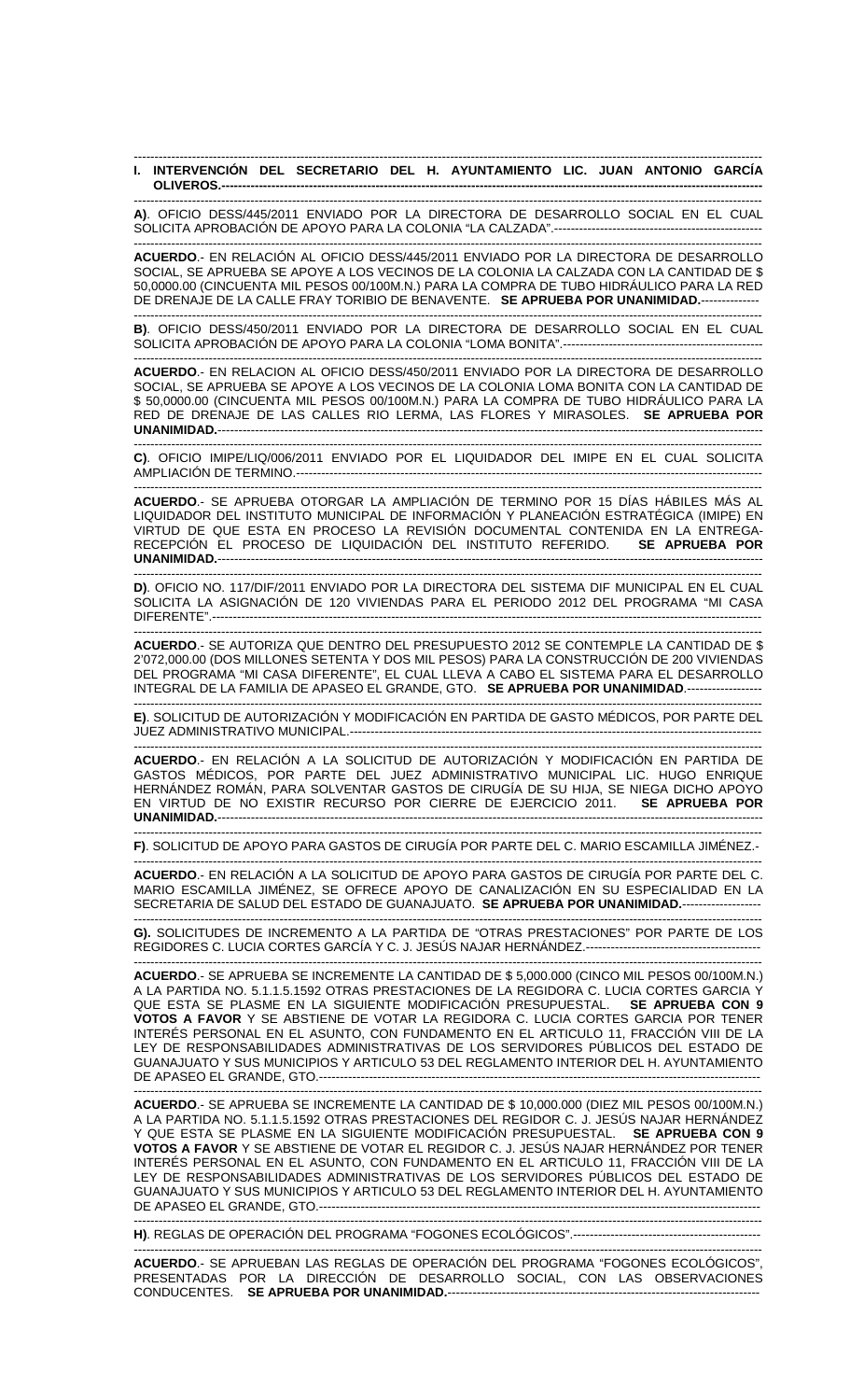**I. INTERVENCIÓN DEL SECRETARIO DEL H. AYUNTAMIENTO LIC. JUAN ANTONIO GARCÍA OLIVEROS.**

**A)**. OFICIO DESS/445/2011 ENVIADO POR LA DIRECTORA DE DESARROLLO SOCIAL EN EL CUAL SOLICITA APROBACIÓN DE APOYO PARA LA COLONIA "LA CALZADA".

**ACUERDO**.- EN RELACIÓN AL OFICIO DESS/445/2011 ENVIADO POR LA DIRECTORA DE DESARROLLO SOCIAL, SE APRUEBA SE APOYE A LOS VECINOS DE LA COLONIA LA CALZADA CON LA CANTIDAD DE $ 50,0000.00 (CINCUENTA MIL PESOS 00/100M.N.) PARA LA COMPRA DE TUBO HIDRÁULICO PARA LA RED DE DRENAJE DE LA CALLE FRAY TORIBIO DE BENAVENTE. **SE APRUEBA POR UNANIMIDAD.**

**B)**. OFICIO DESS/450/2011 ENVIADO POR LA DIRECTORA DE DESARROLLO SOCIAL EN EL CUAL SOLICITA APROBACIÓN DE APOYO PARA LA COLONIA "LOMA BONITA".

**ACUERDO**.- EN RELACION AL OFICIO DESS/450/2011 ENVIADO POR LA DIRECTORA DE DESARROLLO SOCIAL, SE APRUEBA SE APOYE A LOS VECINOS DE LA COLONIA LOMA BONITA CON LA CANTIDAD DE $ 50,0000.00 (CINCUENTA MIL PESOS 00/100M.N.) PARA LA COMPRA DE TUBO HIDRÁULICO PARA LA RED DE DRENAJE DE LAS CALLES RIO LERMA, LAS FLORES Y MIRASOLES. **SE APRUEBA POR UNANIMIDAD.**

**C)**. OFICIO IMIPE/LIQ/006/2011 ENVIADO POR EL LIQUIDADOR DEL IMIPE EN EL CUAL SOLICITA AMPLIACIÓN DE TERMINO.

**ACUERDO**.- SE APRUEBA OTORGAR LA AMPLIACIÓN DE TERMINO POR 15 DÍAS HÁBILES MÁS AL LIQUIDADOR DEL INSTITUTO MUNICIPAL DE INFORMACIÓN Y PLANEACIÓN ESTRATÉGICA (IMIPE) EN VIRTUD DE QUE ESTA EN PROCESO LA REVISIÓN DOCUMENTAL CONTENIDA EN LA ENTREGA-RECEPCIÓN EL PROCESO DE LIQUIDACIÓN DEL INSTITUTO REFERIDO. **SE APRUEBA POR UNANIMIDAD.**

**D)**. OFICIO NO. 117/DIF/2011 ENVIADO POR LA DIRECTORA DEL SISTEMA DIF MUNICIPAL EN EL CUAL SOLICITA LA ASIGNACIÓN DE 120 VIVIENDAS PARA EL PERIODO 2012 DEL PROGRAMA "MI CASA DIFERENTE".

**ACUERDO**.- SE AUTORIZA QUE DENTRO DEL PRESUPUESTO 2012 SE CONTEMPLE LA CANTIDAD DE $ 2'072,000.00 (DOS MILLONES SETENTA Y DOS MIL PESOS) PARA LA CONSTRUCCIÓN DE 200 VIVIENDAS DEL PROGRAMA "MI CASA DIFERENTE", EL CUAL LLEVA A CABO EL SISTEMA PARA EL DESARROLLO INTEGRAL DE LA FAMILIA DE APASEO EL GRANDE, GTO. **SE APRUEBA POR UNANIMIDAD**.

**E)**. SOLICITUD DE AUTORIZACIÓN Y MODIFICACIÓN EN PARTIDA DE GASTO MÉDICOS, POR PARTE DEL JUEZ ADMINISTRATIVO MUNICIPAL.

**ACUERDO**.- EN RELACIÓN A LA SOLICITUD DE AUTORIZACIÓN Y MODIFICACIÓN EN PARTIDA DE GASTOS MÉDICOS, POR PARTE DEL JUEZ ADMINISTRATIVO MUNICIPAL LIC. HUGO ENRIQUE HERNÁNDEZ ROMÁN, PARA SOLVENTAR GASTOS DE CIRUGÍA DE SU HIJA, SE NIEGA DICHO APOYO EN VIRTUD DE NO EXISTIR RECURSO POR CIERRE DE EJERCICIO 2011. **SE APRUEBA POR UNANIMIDAD.**

**F)**. SOLICITUD DE APOYO PARA GASTOS DE CIRUGÍA POR PARTE DEL C. MARIO ESCAMILLA JIMÉNEZ.

**ACUERDO**.- EN RELACIÓN A LA SOLICITUD DE APOYO PARA GASTOS DE CIRUGÍA POR PARTE DEL C. MARIO ESCAMILLA JIMÉNEZ, SE OFRECE APOYO DE CANALIZACIÓN EN SU ESPECIALIDAD EN LA SECRETARIA DE SALUD DEL ESTADO DE GUANAJUATO. **SE APRUEBA POR UNANIMIDAD.**

**G).** SOLICITUDES DE INCREMENTO A LA PARTIDA DE "OTRAS PRESTACIONES" POR PARTE DE LOS REGIDORES C. LUCIA CORTES GARCÍA Y C. J. JESÚS NAJAR HERNÁNDEZ.

**ACUERDO**.- SE APRUEBA SE INCREMENTE LA CANTIDAD DE $ 5,000.000 (CINCO MIL PESOS 00/100M.N.) A LA PARTIDA NO. 5.1.1.5.1592 OTRAS PRESTACIONES DE LA REGIDORA C. LUCIA CORTES GARCIA Y QUE ESTA SE PLASME EN LA SIGUIENTE MODIFICACIÓN PRESUPUESTAL. **SE APRUEBA CON 9 VOTOS A FAVOR** Y SE ABSTIENE DE VOTAR LA REGIDORA C. LUCIA CORTES GARCIA POR TENER INTERÉS PERSONAL EN EL ASUNTO, CON FUNDAMENTO EN EL ARTICULO 11, FRACCIÓN VIII DE LA LEY DE RESPONSABILIDADES ADMINISTRATIVAS DE LOS SERVIDORES PÚBLICOS DEL ESTADO DE GUANAJUATO Y SUS MUNICIPIOS Y ARTICULO 53 DEL REGLAMENTO INTERIOR DEL H. AYUNTAMIENTO DE APASEO EL GRANDE, GTO.

**ACUERDO**.- SE APRUEBA SE INCREMENTE LA CANTIDAD DE $ 10,000.000 (DIEZ MIL PESOS 00/100M.N.) A LA PARTIDA NO. 5.1.1.5.1592 OTRAS PRESTACIONES DEL REGIDOR C. J. JESÚS NAJAR HERNÁNDEZ Y QUE ESTA SE PLASME EN LA SIGUIENTE MODIFICACIÓN PRESUPUESTAL. **SE APRUEBA CON 9 VOTOS A FAVOR** Y SE ABSTIENE DE VOTAR EL REGIDOR C. J. JESÚS NAJAR HERNÁNDEZ POR TENER INTERÉS PERSONAL EN EL ASUNTO, CON FUNDAMENTO EN EL ARTICULO 11, FRACCIÓN VIII DE LA LEY DE RESPONSABILIDADES ADMINISTRATIVAS DE LOS SERVIDORES PÚBLICOS DEL ESTADO DE GUANAJUATO Y SUS MUNICIPIOS Y ARTICULO 53 DEL REGLAMENTO INTERIOR DEL H. AYUNTAMIENTO DE APASEO EL GRANDE, GTO.

**H)**. REGLAS DE OPERACIÓN DEL PROGRAMA "FOGONES ECOLÓGICOS".

**ACUERDO**.- SE APRUEBAN LAS REGLAS DE OPERACIÓN DEL PROGRAMA "FOGONES ECOLÓGICOS", PRESENTADAS POR LA DIRECCIÓN DE DESARROLLO SOCIAL, CON LAS OBSERVACIONES CONDUCENTES. **SE APRUEBA POR UNANIMIDAD.**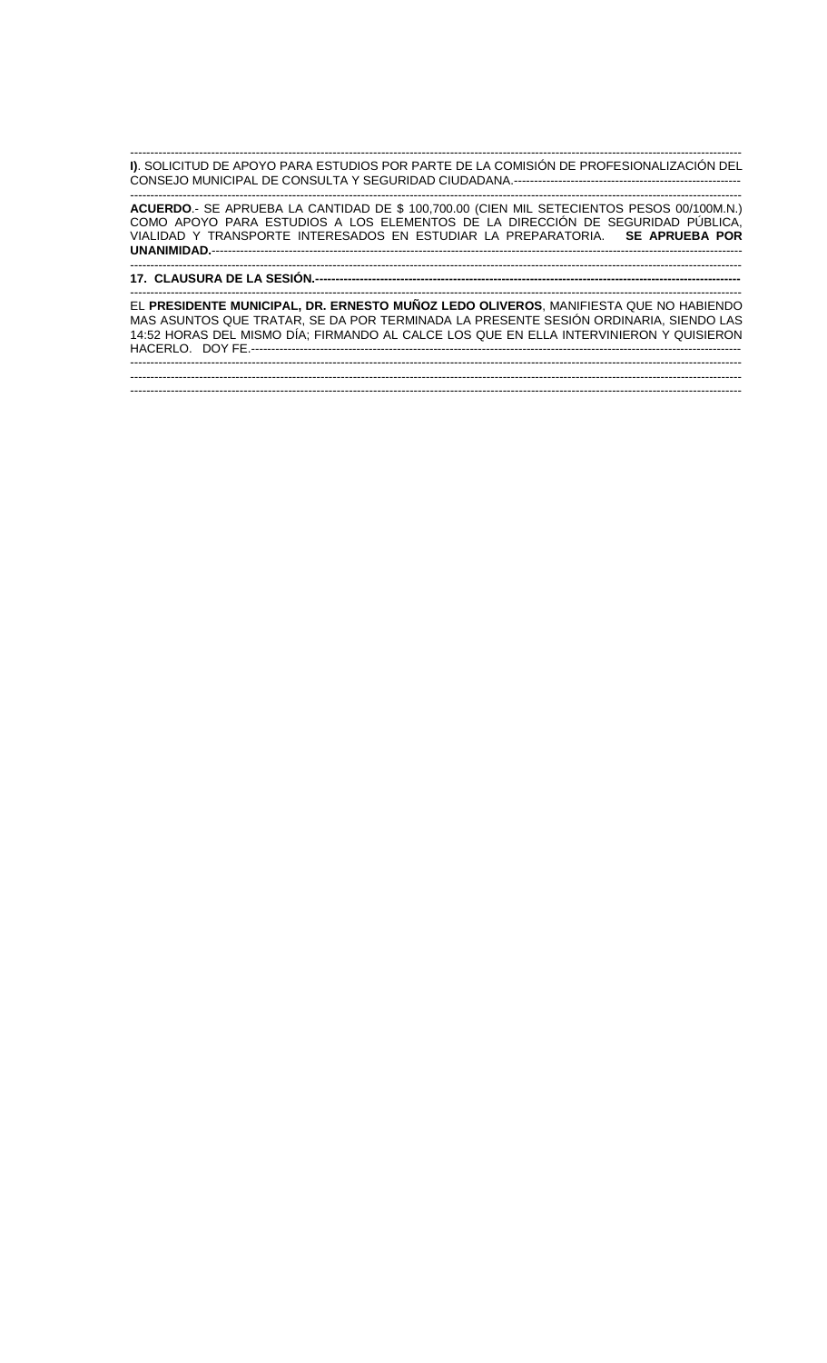**I)**. SOLICITUD DE APOYO PARA ESTUDIOS POR PARTE DE LA COMISIÓN DE PROFESIONALIZACIÓN DEL CONSEJO MUNICIPAL DE CONSULTA Y SEGURIDAD CIUDADANA.---------------------------------------------------------

**ACUERDO**.- SE APRUEBA LA CANTIDAD DE $ 100,700.00 (CIEN MIL SETECIENTOS PESOS 00/100M.N.) COMO APOYO PARA ESTUDIOS A LOS ELEMENTOS DE LA DIRECCIÓN DE SEGURIDAD PÚBLICA, VIALIDAD Y TRANSPORTE INTERESADOS EN ESTUDIAR LA PREPARATORIA. **SE APRUEBA POR UNANIMIDAD.**--------------------------------------------------------------------------------------------------------------------

**17. CLAUSURA DE LA SESIÓN.**--------------------------------------------------------------------------------------------------

EL **PRESIDENTE MUNICIPAL, DR. ERNESTO MUÑOZ LEDO OLIVEROS**, MANIFIESTA QUE NO HABIENDO MAS ASUNTOS QUE TRATAR, SE DA POR TERMINADA LA PRESENTE SESIÓN ORDINARIA, SIENDO LAS 14:52 HORAS DEL MISMO DÍA; FIRMANDO AL CALCE LOS QUE EN ELLA INTERVINIERON Y QUISIERON HACERLO. DOY FE.-----------------------------------------------------------------------------------------------------------------